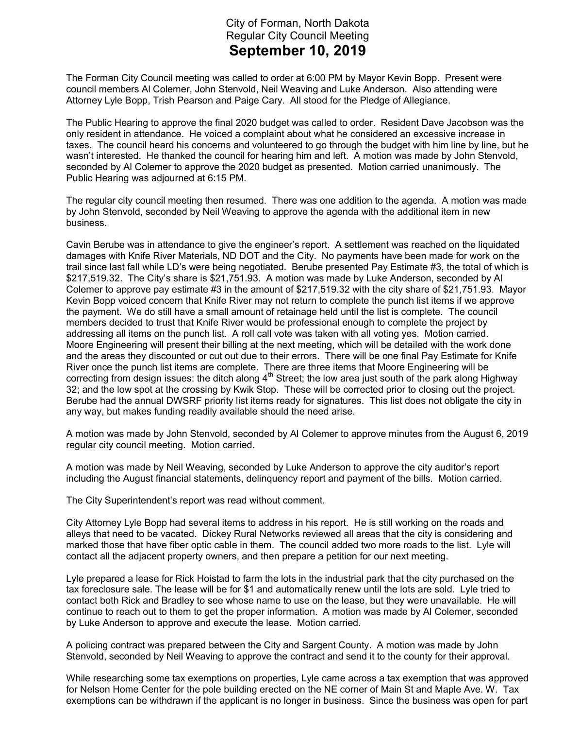# City of Forman, North Dakota
## Regular City Council Meeting
## September 10, 2019

The Forman City Council meeting was called to order at 6:00 PM by Mayor Kevin Bopp. Present were council members Al Colemer, John Stenvold, Neil Weaving and Luke Anderson. Also attending were Attorney Lyle Bopp, Trish Pearson and Paige Cary. All stood for the Pledge of Allegiance.

The Public Hearing to approve the final 2020 budget was called to order. Resident Dave Jacobson was the only resident in attendance. He voiced a complaint about what he considered an excessive increase in taxes. The council heard his concerns and volunteered to go through the budget with him line by line, but he wasn't interested. He thanked the council for hearing him and left. A motion was made by John Stenvold, seconded by Al Colemer to approve the 2020 budget as presented. Motion carried unanimously. The Public Hearing was adjourned at 6:15 PM.

The regular city council meeting then resumed. There was one addition to the agenda. A motion was made by John Stenvold, seconded by Neil Weaving to approve the agenda with the additional item in new business.

Cavin Berube was in attendance to give the engineer's report. A settlement was reached on the liquidated damages with Knife River Materials, ND DOT and the City. No payments have been made for work on the trail since last fall while LD's were being negotiated. Berube presented Pay Estimate #3, the total of which is $217,519.32. The City's share is $21,751.93. A motion was made by Luke Anderson, seconded by Al Colemer to approve pay estimate #3 in the amount of $217,519.32 with the city share of $21,751.93. Mayor Kevin Bopp voiced concern that Knife River may not return to complete the punch list items if we approve the payment. We do still have a small amount of retainage held until the list is complete. The council members decided to trust that Knife River would be professional enough to complete the project by addressing all items on the punch list. A roll call vote was taken with all voting yes. Motion carried. Moore Engineering will present their billing at the next meeting, which will be detailed with the work done and the areas they discounted or cut out due to their errors. There will be one final Pay Estimate for Knife River once the punch list items are complete. There are three items that Moore Engineering will be correcting from design issues: the ditch along 4th Street; the low area just south of the park along Highway 32; and the low spot at the crossing by Kwik Stop. These will be corrected prior to closing out the project. Berube had the annual DWSRF priority list items ready for signatures. This list does not obligate the city in any way, but makes funding readily available should the need arise.

A motion was made by John Stenvold, seconded by Al Colemer to approve minutes from the August 6, 2019 regular city council meeting. Motion carried.

A motion was made by Neil Weaving, seconded by Luke Anderson to approve the city auditor's report including the August financial statements, delinquency report and payment of the bills. Motion carried.

The City Superintendent's report was read without comment.

City Attorney Lyle Bopp had several items to address in his report. He is still working on the roads and alleys that need to be vacated. Dickey Rural Networks reviewed all areas that the city is considering and marked those that have fiber optic cable in them. The council added two more roads to the list. Lyle will contact all the adjacent property owners, and then prepare a petition for our next meeting.

Lyle prepared a lease for Rick Hoistad to farm the lots in the industrial park that the city purchased on the tax foreclosure sale. The lease will be for $1 and automatically renew until the lots are sold. Lyle tried to contact both Rick and Bradley to see whose name to use on the lease, but they were unavailable. He will continue to reach out to them to get the proper information. A motion was made by Al Colemer, seconded by Luke Anderson to approve and execute the lease. Motion carried.

A policing contract was prepared between the City and Sargent County. A motion was made by John Stenvold, seconded by Neil Weaving to approve the contract and send it to the county for their approval.

While researching some tax exemptions on properties, Lyle came across a tax exemption that was approved for Nelson Home Center for the pole building erected on the NE corner of Main St and Maple Ave. W. Tax exemptions can be withdrawn if the applicant is no longer in business. Since the business was open for part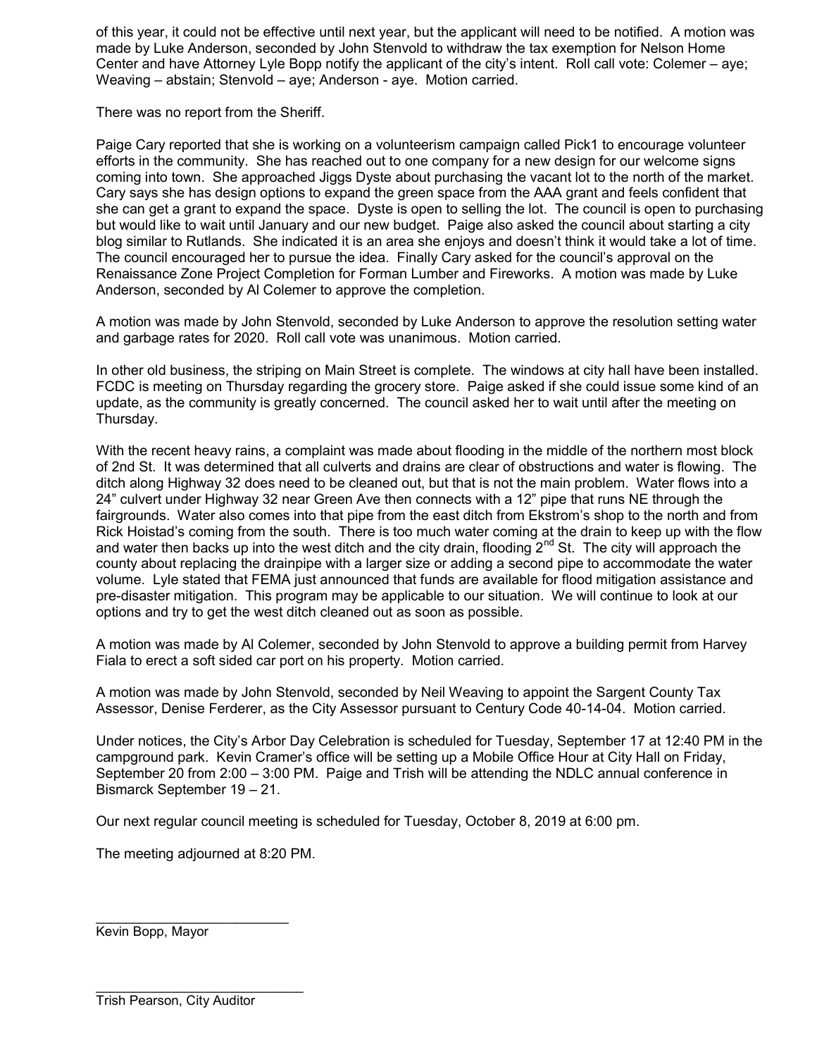of this year, it could not be effective until next year, but the applicant will need to be notified. A motion was made by Luke Anderson, seconded by John Stenvold to withdraw the tax exemption for Nelson Home Center and have Attorney Lyle Bopp notify the applicant of the city's intent. Roll call vote: Colemer – aye; Weaving – abstain; Stenvold – aye; Anderson - aye. Motion carried.

There was no report from the Sheriff.

Paige Cary reported that she is working on a volunteerism campaign called Pick1 to encourage volunteer efforts in the community. She has reached out to one company for a new design for our welcome signs coming into town. She approached Jiggs Dyste about purchasing the vacant lot to the north of the market. Cary says she has design options to expand the green space from the AAA grant and feels confident that she can get a grant to expand the space. Dyste is open to selling the lot. The council is open to purchasing but would like to wait until January and our new budget. Paige also asked the council about starting a city blog similar to Rutlands. She indicated it is an area she enjoys and doesn't think it would take a lot of time. The council encouraged her to pursue the idea. Finally Cary asked for the council's approval on the Renaissance Zone Project Completion for Forman Lumber and Fireworks. A motion was made by Luke Anderson, seconded by Al Colemer to approve the completion.

A motion was made by John Stenvold, seconded by Luke Anderson to approve the resolution setting water and garbage rates for 2020. Roll call vote was unanimous. Motion carried.

In other old business, the striping on Main Street is complete. The windows at city hall have been installed. FCDC is meeting on Thursday regarding the grocery store. Paige asked if she could issue some kind of an update, as the community is greatly concerned. The council asked her to wait until after the meeting on Thursday.

With the recent heavy rains, a complaint was made about flooding in the middle of the northern most block of 2nd St. It was determined that all culverts and drains are clear of obstructions and water is flowing. The ditch along Highway 32 does need to be cleaned out, but that is not the main problem. Water flows into a 24" culvert under Highway 32 near Green Ave then connects with a 12" pipe that runs NE through the fairgrounds. Water also comes into that pipe from the east ditch from Ekstrom's shop to the north and from Rick Hoistad's coming from the south. There is too much water coming at the drain to keep up with the flow and water then backs up into the west ditch and the city drain, flooding 2nd St. The city will approach the county about replacing the drainpipe with a larger size or adding a second pipe to accommodate the water volume. Lyle stated that FEMA just announced that funds are available for flood mitigation assistance and pre-disaster mitigation. This program may be applicable to our situation. We will continue to look at our options and try to get the west ditch cleaned out as soon as possible.

A motion was made by Al Colemer, seconded by John Stenvold to approve a building permit from Harvey Fiala to erect a soft sided car port on his property. Motion carried.

A motion was made by John Stenvold, seconded by Neil Weaving to appoint the Sargent County Tax Assessor, Denise Ferderer, as the City Assessor pursuant to Century Code 40-14-04. Motion carried.

Under notices, the City's Arbor Day Celebration is scheduled for Tuesday, September 17 at 12:40 PM in the campground park. Kevin Cramer's office will be setting up a Mobile Office Hour at City Hall on Friday, September 20 from 2:00 – 3:00 PM. Paige and Trish will be attending the NDLC annual conference in Bismarck September 19 – 21.

Our next regular council meeting is scheduled for Tuesday, October 8, 2019 at 6:00 pm.

The meeting adjourned at 8:20 PM.

\_\_\_\_\_\_\_\_\_\_\_\_\_\_\_\_\_\_\_\_\_\_\_\_\_\_
Kevin Bopp, Mayor

\_\_\_\_\_\_\_\_\_\_\_\_\_\_\_\_\_\_\_\_\_\_\_\_\_\_
Trish Pearson, City Auditor